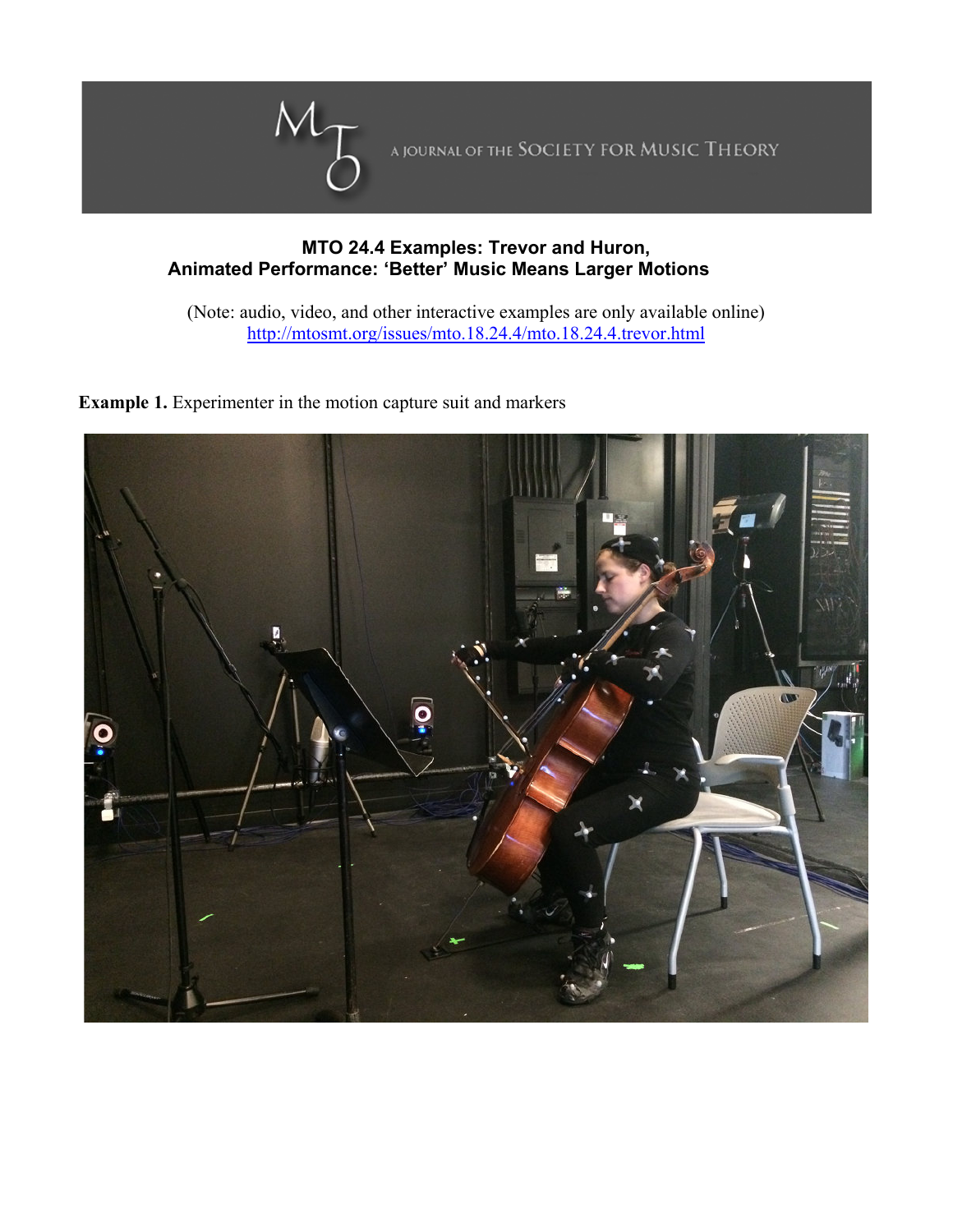A JOURNAL OF THE SOCIETY FOR MUSIC THEORY

**MTO 24.4 Examples: Trevor and Huron, Animated Performance: 'Better' Music Means Larger Motions**

(Note: audio, video, and other interactive examples are only available online)
http://mtosmt.org/issues/mto.18.24.4/mto.18.24.4.trevor.html

**Example 1.** Experimenter in the motion capture suit and markers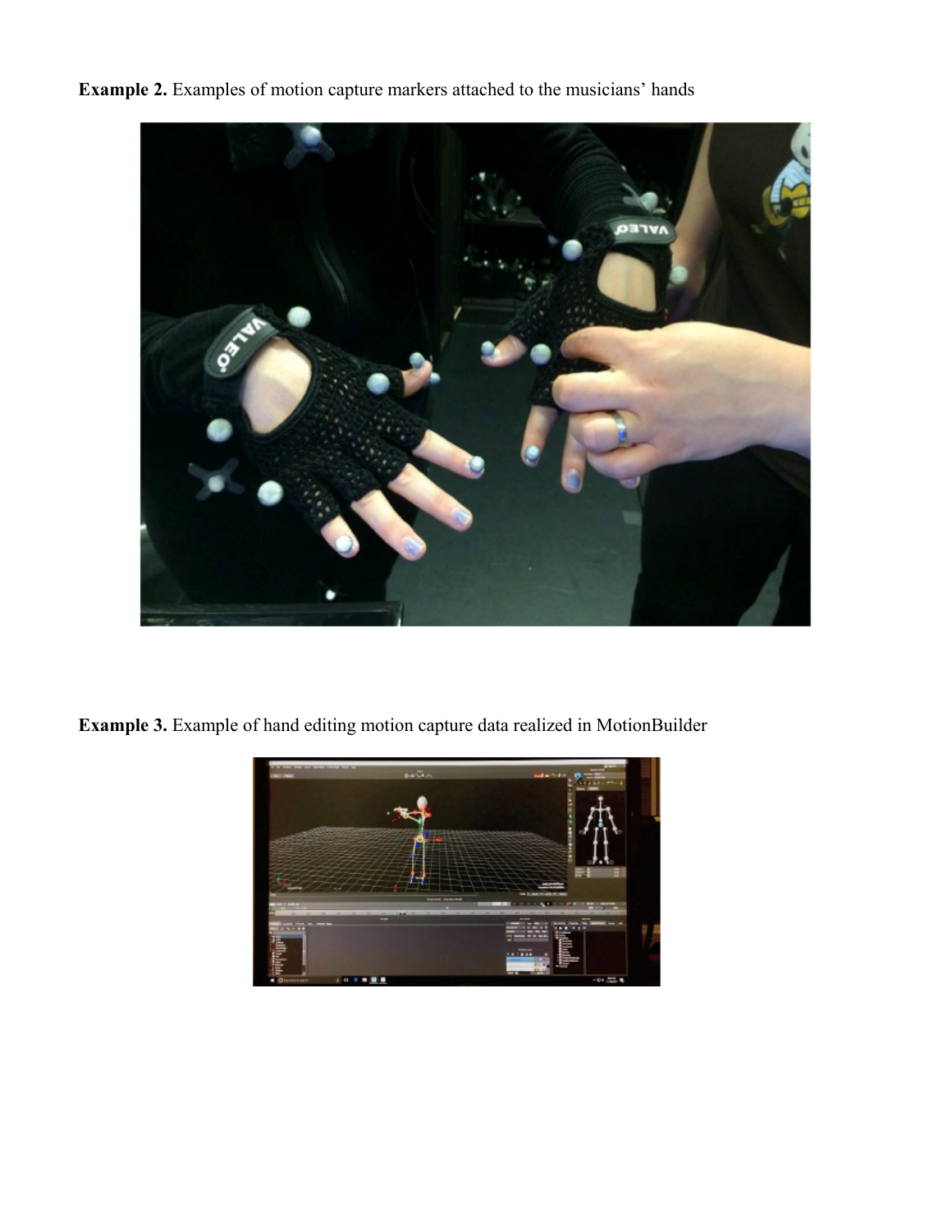**Example 2.** Examples of motion capture markers attached to the musicians' hands

**Example 3.** Example of hand editing motion capture data realized in MotionBuilder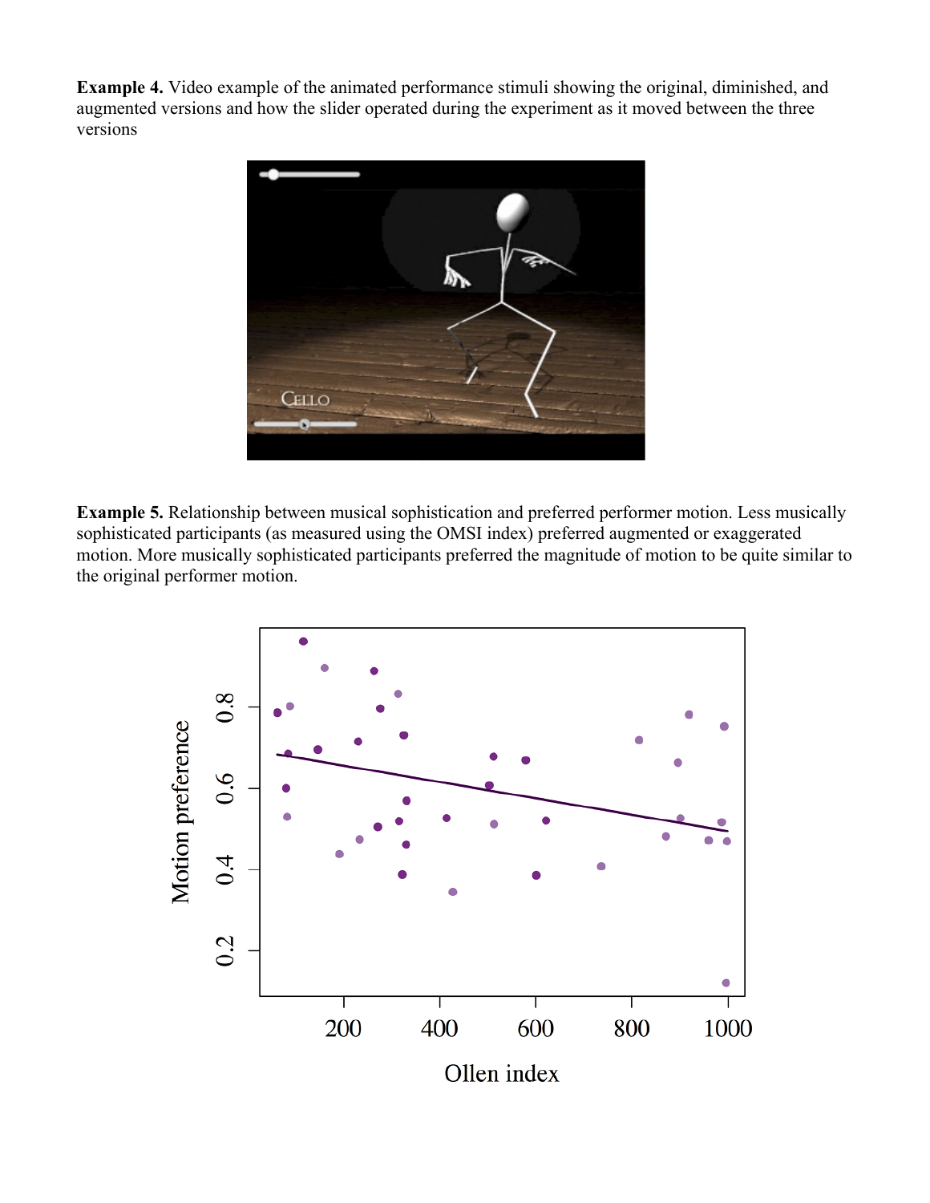**Example 4.** Video example of the animated performance stimuli showing the original, diminished, and augmented versions and how the slider operated during the experiment as it moved between the three versions

**Example 5.** Relationship between musical sophistication and preferred performer motion. Less musically sophisticated participants (as measured using the OMSI index) preferred augmented or exaggerated motion. More musically sophisticated participants preferred the magnitude of motion to be quite similar to the original performer motion.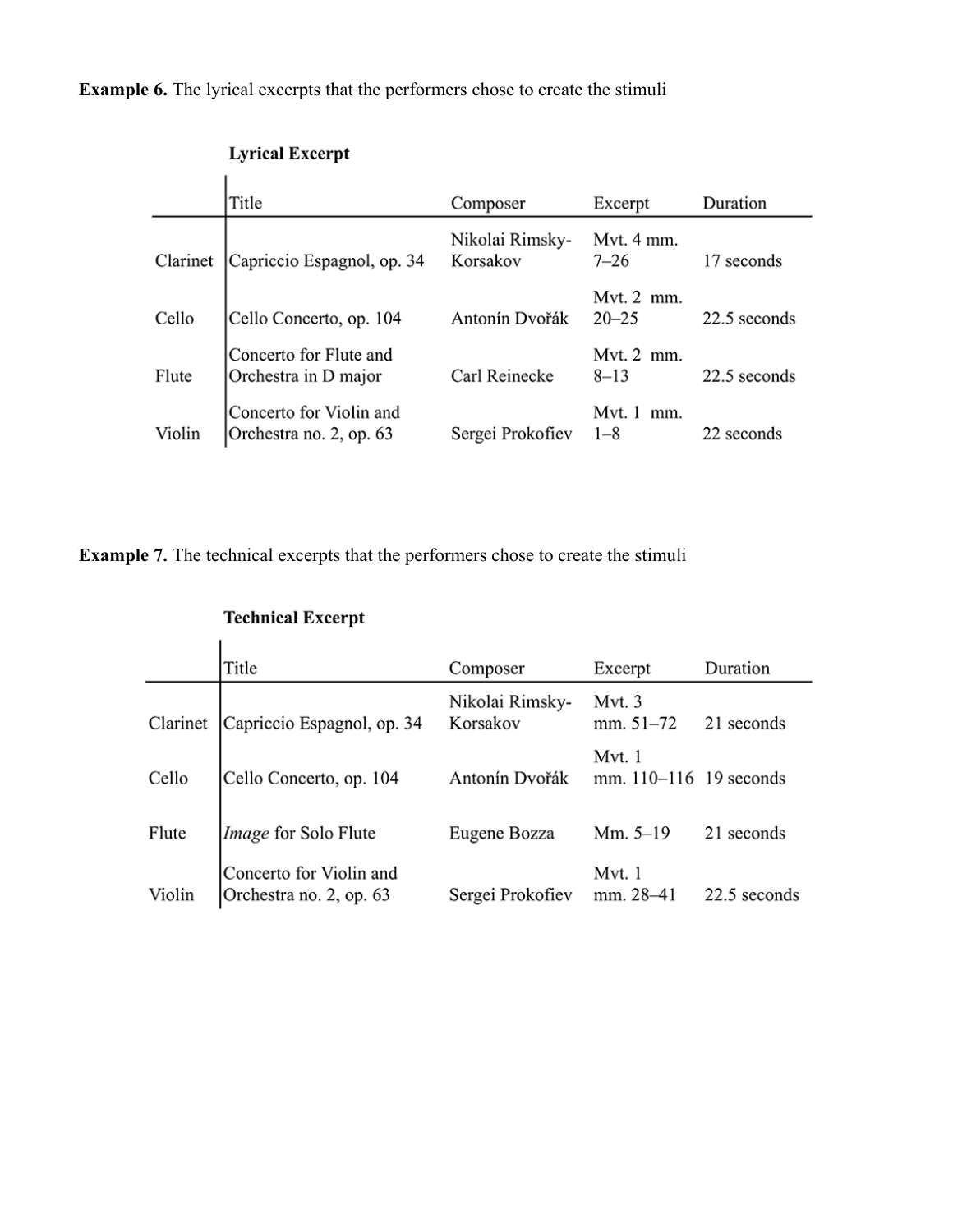**Example 6.** The lyrical excerpts that the performers chose to create the stimuli

**Lyrical Excerpt**

| | Title | Composer | Excerpt | Duration |
|---|---|---|---|---|
| Clarinet | Capriccio Espagnol, op. 34 | Nikolai Rimsky-Korsakov | Mvt. 4 mm. 7–26 | 17 seconds |
| Cello | Cello Concerto, op. 104 | Antonín Dvořák | Mvt. 2 mm. 20–25 | 22.5 seconds |
| Flute | Concerto for Flute and Orchestra in D major | Carl Reinecke | Mvt. 2 mm. 8–13 | 22.5 seconds |
| Violin | Concerto for Violin and Orchestra no. 2, op. 63 | Sergei Prokofiev | Mvt. 1 mm. 1–8 | 22 seconds |

**Example 7.** The technical excerpts that the performers chose to create the stimuli

**Technical Excerpt**

| | Title | Composer | Excerpt | Duration |
|---|---|---|---|---|
| Clarinet | Capriccio Espagnol, op. 34 | Nikolai Rimsky-Korsakov | Mvt. 3 mm. 51–72 | 21 seconds |
| Cello | Cello Concerto, op. 104 | Antonín Dvořák | Mvt. 1 mm. 110–116 | 19 seconds |
| Flute | *Image* for Solo Flute | Eugene Bozza | Mm. 5–19 | 21 seconds |
| Violin | Concerto for Violin and Orchestra no. 2, op. 63 | Sergei Prokofiev | Mvt. 1 mm. 28–41 | 22.5 seconds |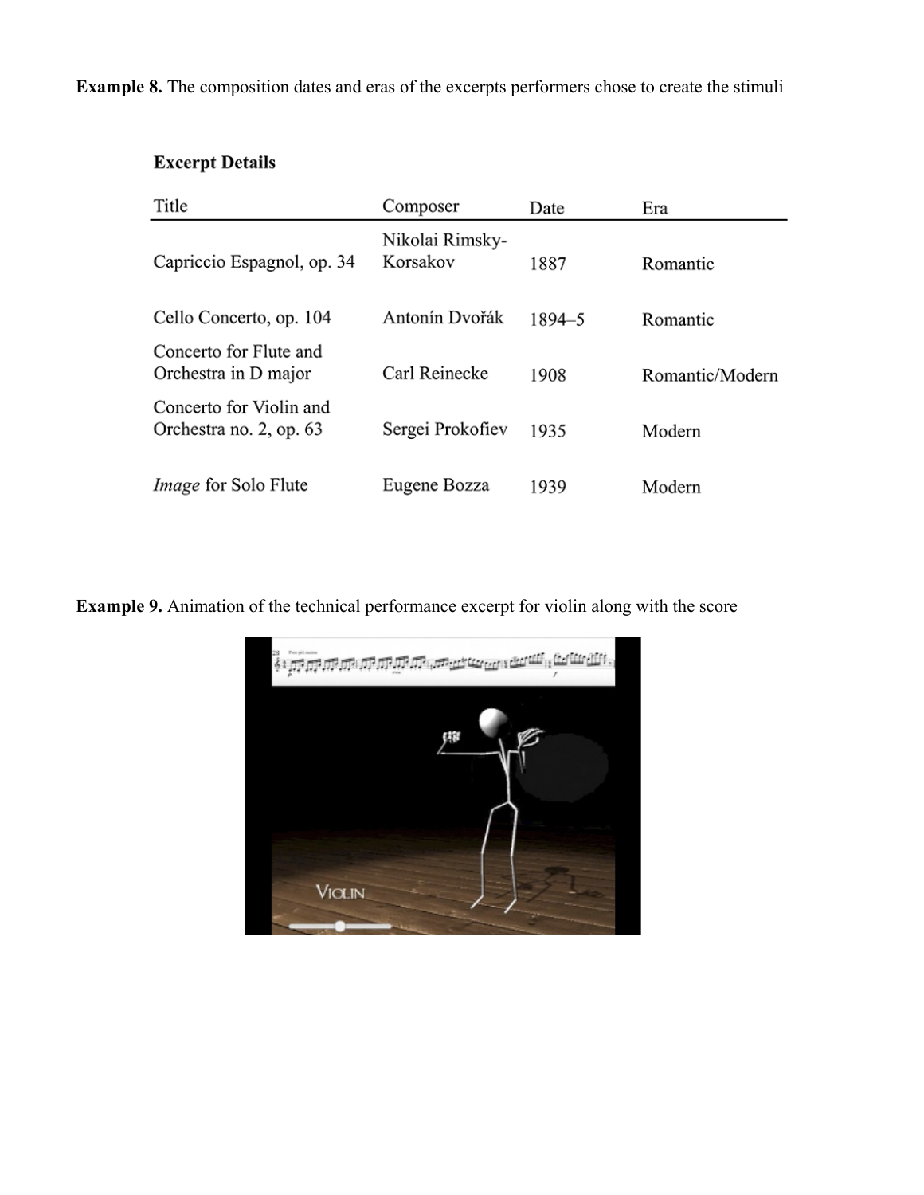**Example 8.** The composition dates and eras of the excerpts performers chose to create the stimuli

**Excerpt Details**

| Title | Composer | Date | Era |
|---|---|---|---|
| Capriccio Espagnol, op. 34 | Nikolai Rimsky-Korsakov | 1887 | Romantic |
| Cello Concerto, op. 104 | Antonín Dvořák | 1894–5 | Romantic |
| Concerto for Flute and Orchestra in D major | Carl Reinecke | 1908 | Romantic/Modern |
| Concerto for Violin and Orchestra no. 2, op. 63 | Sergei Prokofiev | 1935 | Modern |
| *Image* for Solo Flute | Eugene Bozza | 1939 | Modern |

**Example 9.** Animation of the technical performance excerpt for violin along with the score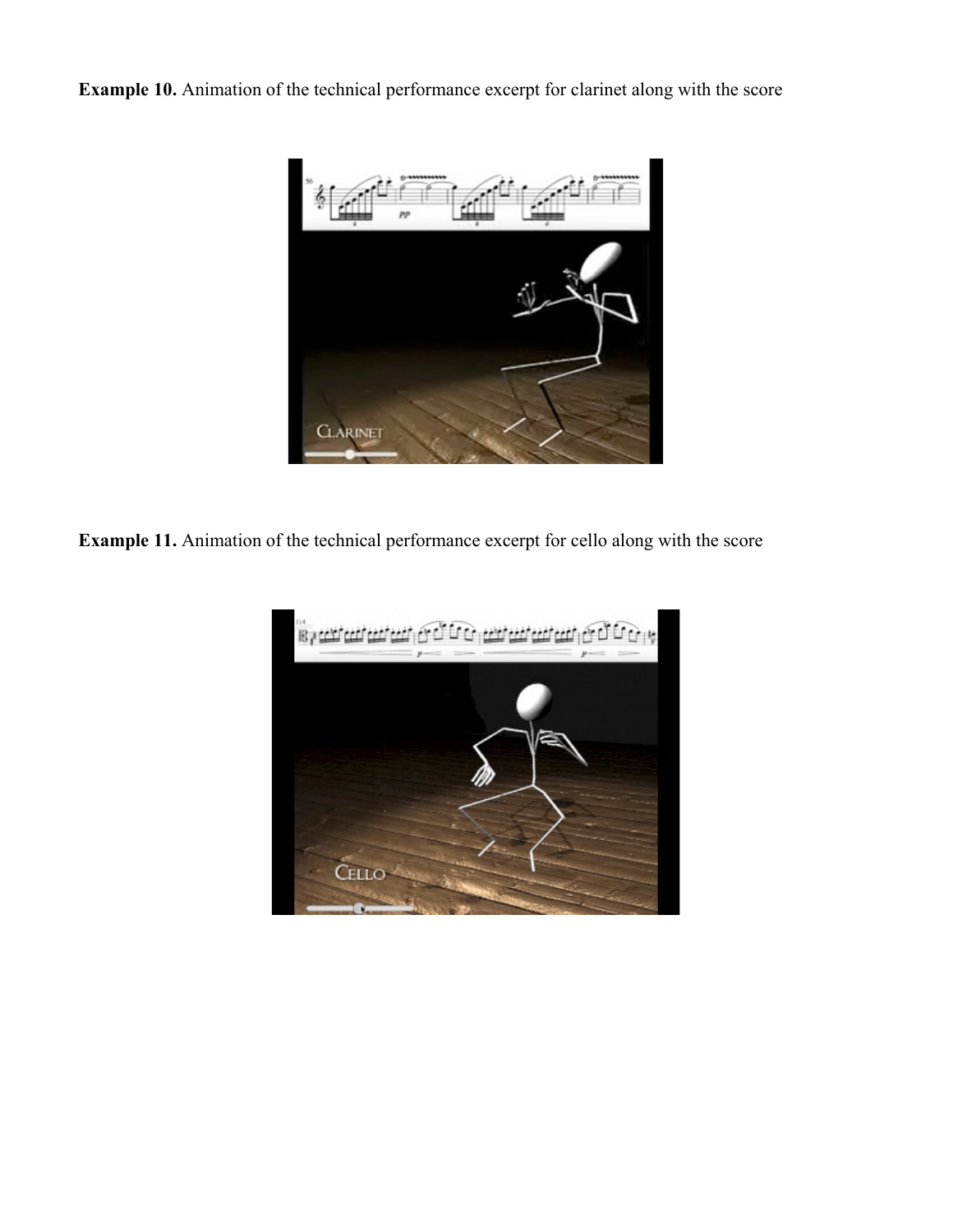**Example 10.** Animation of the technical performance excerpt for clarinet along with the score

**Example 11.** Animation of the technical performance excerpt for cello along with the score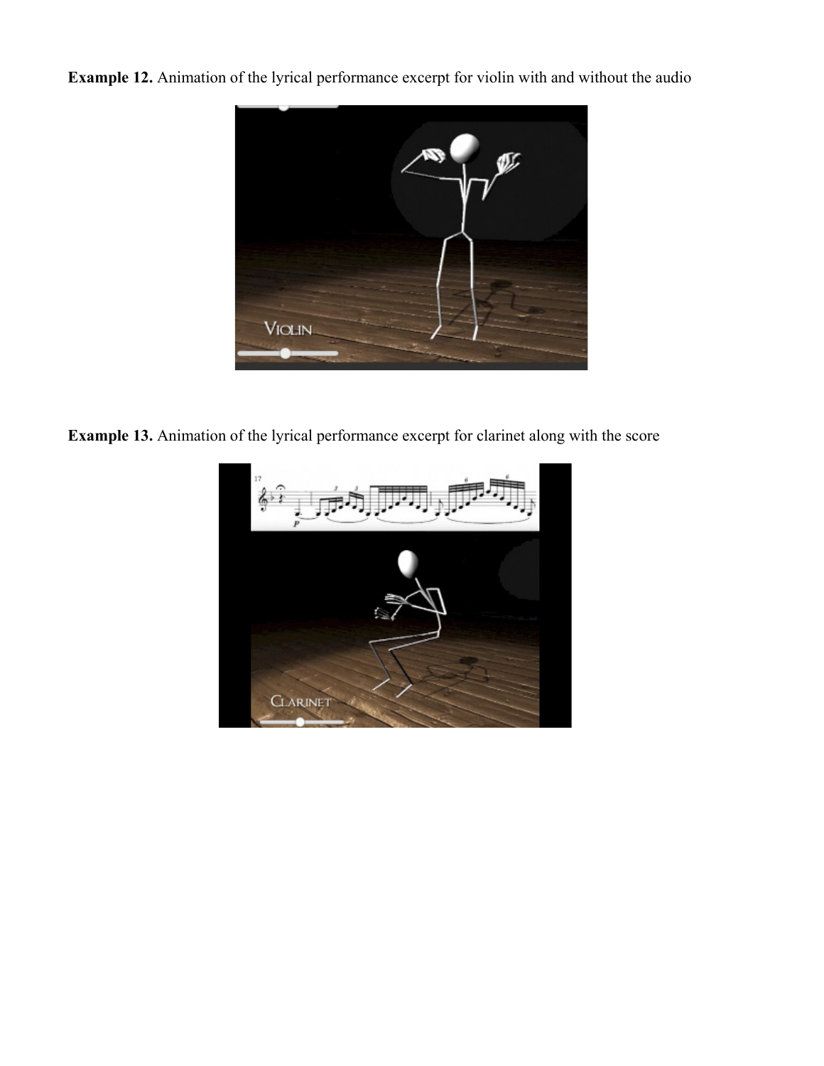**Example 12.** Animation of the lyrical performance excerpt for violin with and without the audio

**Example 13.** Animation of the lyrical performance excerpt for clarinet along with the score